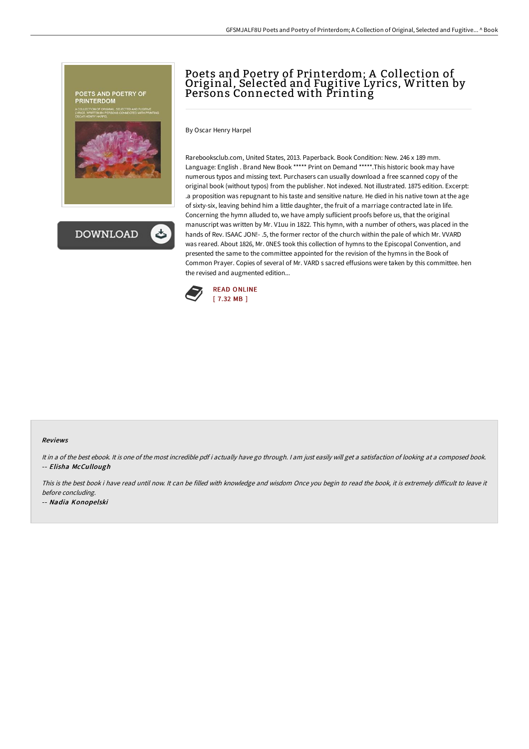# Poets and Poetry of Printerdom; A Collection of Original, Selected and Fugitive Lyrics, Written by Persons Connected with Printing

By Oscar Henry Harpel

Rarebooksclub.com, United States, 2013. Paperback. Book Condition: New. 246 x 189 mm. Language: English . Brand New Book ***** Print on Demand *****.This historic book may have numerous typos and missing text. Purchasers can usually download a free scanned copy of the original book (without typos) from the publisher. Not indexed. Not illustrated. 1875 edition. Excerpt: .a proposition was repugnant to his taste and sensitive nature. He died in his native town at the age of sixty-six, leaving behind him a little daughter, the fruit of a marriage contracted late in life. Concerning the hymn alluded to, we have amply suflicient proofs before us, that the original manuscript was written by Mr. V1uu in 1822. This hymn, with a number of others, was placed in the hands of Rev. ISAAC JON!- .5, the former rector of the church within the pale of which Mr. VVARD was reared. About 1826, Mr. 0NES took this collection of hymns to the Episcopal Convention, and presented the same to the committee appointed for the revision of the hymns in the Book of Common Prayer. Copies of several of Mr. VARD s sacred effusions were taken by this committee. hen the revised and augmented edition...

READ ONLINE
[ 7.32 MB ]

### Reviews

*It in a of the best ebook. It is one of the most incredible pdf i actually have go through. I am just easily will get a satisfaction of looking at a composed book.*
-- ***Elisha McCullough***

*This is the best book i have read until now. It can be filled with knowledge and wisdom Once you begin to read the book, it is extremely difficult to leave it before concluding.*

-- ***Nadia Konopelski***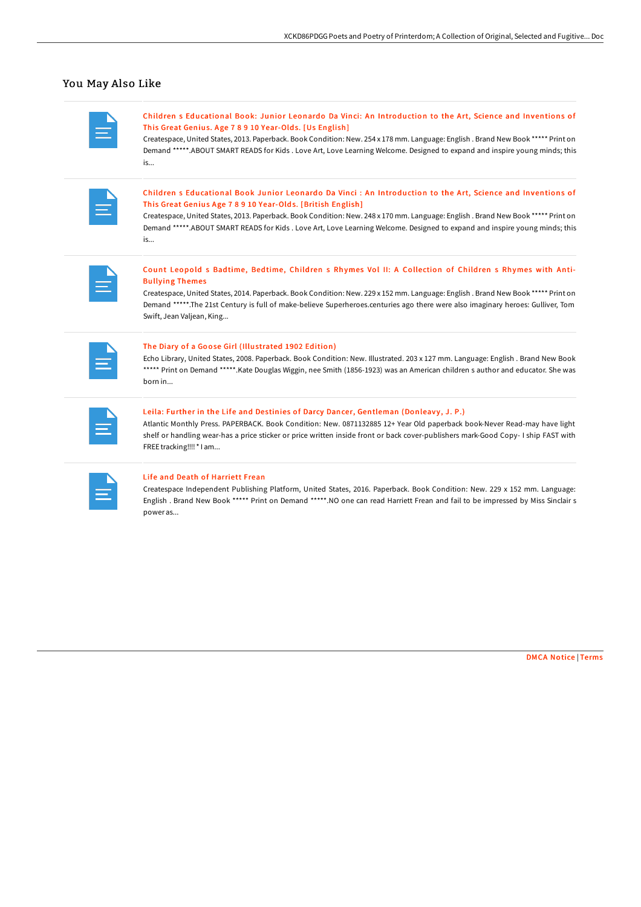## You May Also Like

**Children s Educational Book: Junior Leonardo Da Vinci: An Introduction to the Art, Science and Inventions of This Great Genius. Age 7 8 9 10 Year-Olds. [Us English]**

Createspace, United States, 2013. Paperback. Book Condition: New. 254 x 178 mm. Language: English . Brand New Book ***** Print on Demand *****.ABOUT SMART READS for Kids . Love Art, Love Learning Welcome. Designed to expand and inspire young minds; this is...

**Children s Educational Book Junior Leonardo Da Vinci : An Introduction to the Art, Science and Inventions of This Great Genius Age 7 8 9 10 Year-Olds. [British English]**

Createspace, United States, 2013. Paperback. Book Condition: New. 248 x 170 mm. Language: English . Brand New Book ***** Print on Demand *****.ABOUT SMART READS for Kids . Love Art, Love Learning Welcome. Designed to expand and inspire young minds; this is...

**Count Leopold s Badtime, Bedtime, Children s Rhymes Vol II: A Collection of Children s Rhymes with Anti-Bullying Themes**

Createspace, United States, 2014. Paperback. Book Condition: New. 229 x 152 mm. Language: English . Brand New Book ***** Print on Demand *****.The 21st Century is full of make-believe Superheroes.centuries ago there were also imaginary heroes: Gulliver, Tom Swift, Jean Valjean, King...

**The Diary of a Goose Girl (Illustrated 1902 Edition)**

Echo Library, United States, 2008. Paperback. Book Condition: New. Illustrated. 203 x 127 mm. Language: English . Brand New Book ***** Print on Demand *****.Kate Douglas Wiggin, nee Smith (1856-1923) was an American children s author and educator. She was born in...

**Leila: Further in the Life and Destinies of Darcy Dancer, Gentleman (Donleavy, J. P.)**

Atlantic Monthly Press. PAPERBACK. Book Condition: New. 0871132885 12+ Year Old paperback book-Never Read-may have light shelf or handling wear-has a price sticker or price written inside front or back cover-publishers mark-Good Copy- I ship FAST with FREE tracking!!!! * I am...

**Life and Death of Harriett Frean**

Createspace Independent Publishing Platform, United States, 2016. Paperback. Book Condition: New. 229 x 152 mm. Language: English . Brand New Book ***** Print on Demand *****.NO one can read Harriett Frean and fail to be impressed by Miss Sinclair s power as...

DMCA Notice | Terms